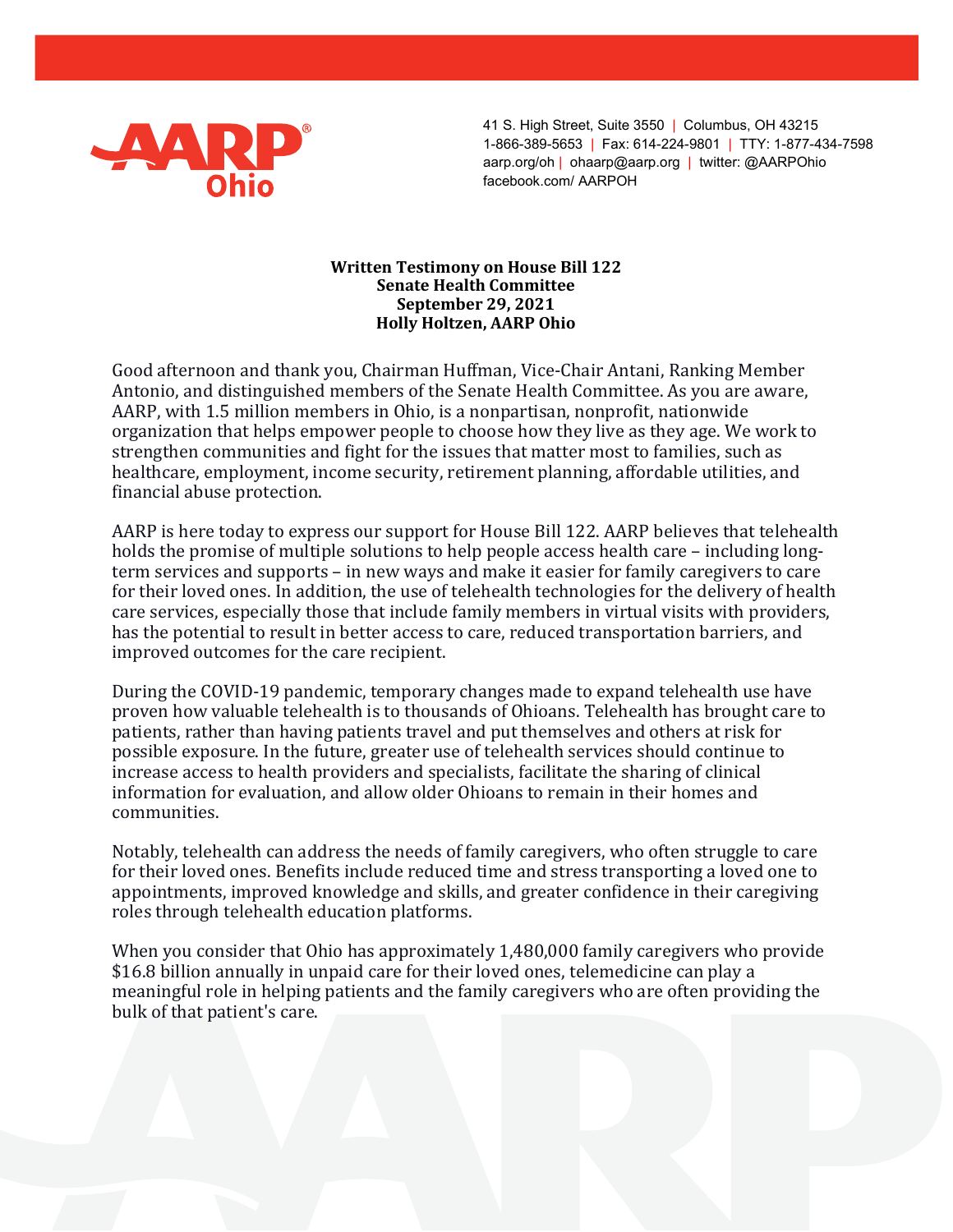AARP Ohio

41 S. High Street, Suite 3550 | Columbus, OH 43215
1-866-389-5653 | Fax: 614-224-9801 | TTY: 1-877-434-7598
aarp.org/oh | ohaarp@aarp.org | twitter: @AARPOhio
facebook.com/ AARPOH

**Written Testimony on House Bill 122**
**Senate Health Committee**
**September 29, 2021**
**Holly Holtzen, AARP Ohio**

Good afternoon and thank you, Chairman Huffman, Vice-Chair Antani, Ranking Member Antonio, and distinguished members of the Senate Health Committee. As you are aware, AARP, with 1.5 million members in Ohio, is a nonpartisan, nonprofit, nationwide organization that helps empower people to choose how they live as they age. We work to strengthen communities and fight for the issues that matter most to families, such as healthcare, employment, income security, retirement planning, affordable utilities, and financial abuse protection.

AARP is here today to express our support for House Bill 122. AARP believes that telehealth holds the promise of multiple solutions to help people access health care – including long-term services and supports – in new ways and make it easier for family caregivers to care for their loved ones. In addition, the use of telehealth technologies for the delivery of health care services, especially those that include family members in virtual visits with providers, has the potential to result in better access to care, reduced transportation barriers, and improved outcomes for the care recipient.

During the COVID-19 pandemic, temporary changes made to expand telehealth use have proven how valuable telehealth is to thousands of Ohioans. Telehealth has brought care to patients, rather than having patients travel and put themselves and others at risk for possible exposure. In the future, greater use of telehealth services should continue to increase access to health providers and specialists, facilitate the sharing of clinical information for evaluation, and allow older Ohioans to remain in their homes and communities.

Notably, telehealth can address the needs of family caregivers, who often struggle to care for their loved ones. Benefits include reduced time and stress transporting a loved one to appointments, improved knowledge and skills, and greater confidence in their caregiving roles through telehealth education platforms.

When you consider that Ohio has approximately 1,480,000 family caregivers who provide $16.8 billion annually in unpaid care for their loved ones, telemedicine can play a meaningful role in helping patients and the family caregivers who are often providing the bulk of that patient's care.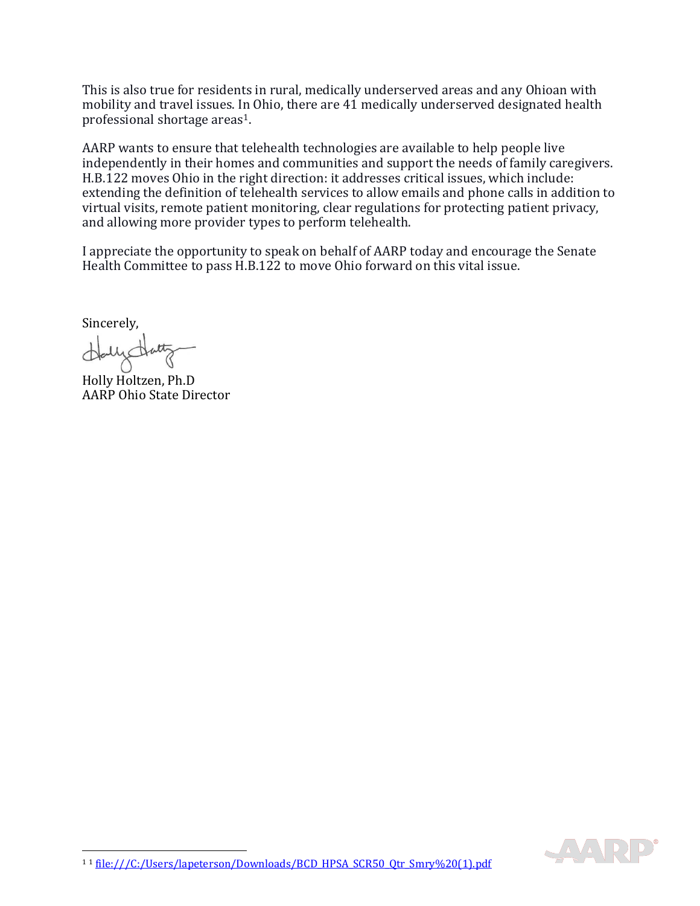This is also true for residents in rural, medically underserved areas and any Ohioan with mobility and travel issues. In Ohio, there are 41 medically underserved designated health professional shortage areas[1].

AARP wants to ensure that telehealth technologies are available to help people live independently in their homes and communities and support the needs of family caregivers. H.B.122 moves Ohio in the right direction: it addresses critical issues, which include: extending the definition of telehealth services to allow emails and phone calls in addition to virtual visits, remote patient monitoring, clear regulations for protecting patient privacy, and allowing more provider types to perform telehealth.

I appreciate the opportunity to speak on behalf of AARP today and encourage the Senate Health Committee to pass H.B.122 to move Ohio forward on this vital issue.

Sincerely,

Holly Holtzen, Ph.D
AARP Ohio State Director

---

[1] [1] file:///C:/Users/lapeterson/Downloads/BCD_HPSA_SCR50_Qtr_Smry%20(1).pdf